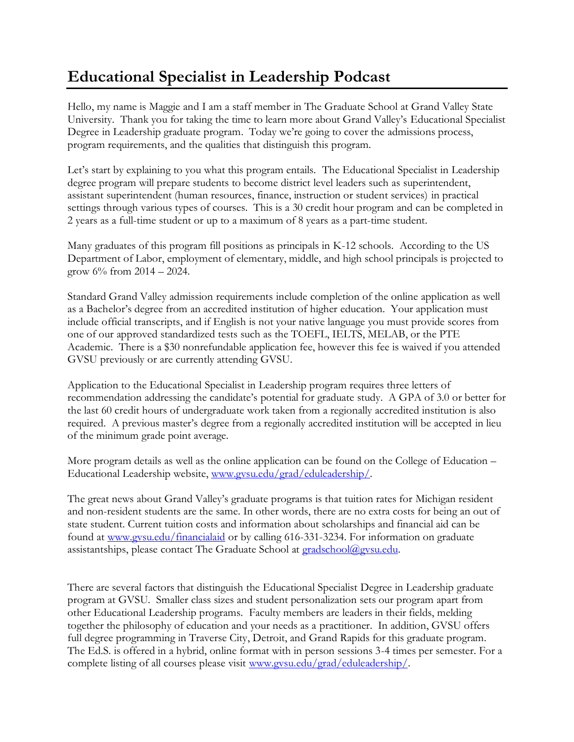# Educational Specialist in Leadership Podcast

Hello, my name is Maggie and I am a staff member in The Graduate School at Grand Valley State University. Thank you for taking the time to learn more about Grand Valley's Educational Specialist Degree in Leadership graduate program. Today we're going to cover the admissions process, program requirements, and the qualities that distinguish this program.

Let's start by explaining to you what this program entails. The Educational Specialist in Leadership degree program will prepare students to become district level leaders such as superintendent, assistant superintendent (human resources, finance, instruction or student services) in practical settings through various types of courses. This is a 30 credit hour program and can be completed in 2 years as a full-time student or up to a maximum of 8 years as a part-time student.

Many graduates of this program fill positions as principals in K-12 schools. According to the US Department of Labor, employment of elementary, middle, and high school principals is projected to grow 6% from 2014 – 2024.

Standard Grand Valley admission requirements include completion of the online application as well as a Bachelor's degree from an accredited institution of higher education. Your application must include official transcripts, and if English is not your native language you must provide scores from one of our approved standardized tests such as the TOEFL, IELTS, MELAB, or the PTE Academic. There is a $30 nonrefundable application fee, however this fee is waived if you attended GVSU previously or are currently attending GVSU.

Application to the Educational Specialist in Leadership program requires three letters of recommendation addressing the candidate's potential for graduate study. A GPA of 3.0 or better for the last 60 credit hours of undergraduate work taken from a regionally accredited institution is also required. A previous master's degree from a regionally accredited institution will be accepted in lieu of the minimum grade point average.

More program details as well as the online application can be found on the College of Education – Educational Leadership website, [www.gvsu.edu/grad/eduleadership/](www.gvsu.edu/grad/eduleadership/).

The great news about Grand Valley's graduate programs is that tuition rates for Michigan resident and non-resident students are the same. In other words, there are no extra costs for being an out of state student. Current tuition costs and information about scholarships and financial aid can be found at [www.gvsu.edu/financialaid](www.gvsu.edu/financialaid) or by calling 616-331-3234. For information on graduate assistantships, please contact The Graduate School at [gradschool@gvsu.edu](mailto:gradschool@gvsu.edu).

There are several factors that distinguish the Educational Specialist Degree in Leadership graduate program at GVSU. Smaller class sizes and student personalization sets our program apart from other Educational Leadership programs. Faculty members are leaders in their fields, melding together the philosophy of education and your needs as a practitioner. In addition, GVSU offers full degree programming in Traverse City, Detroit, and Grand Rapids for this graduate program. The Ed.S. is offered in a hybrid, online format with in person sessions 3-4 times per semester. For a complete listing of all courses please visit [www.gvsu.edu/grad/eduleadership/](www.gvsu.edu/grad/eduleadership/).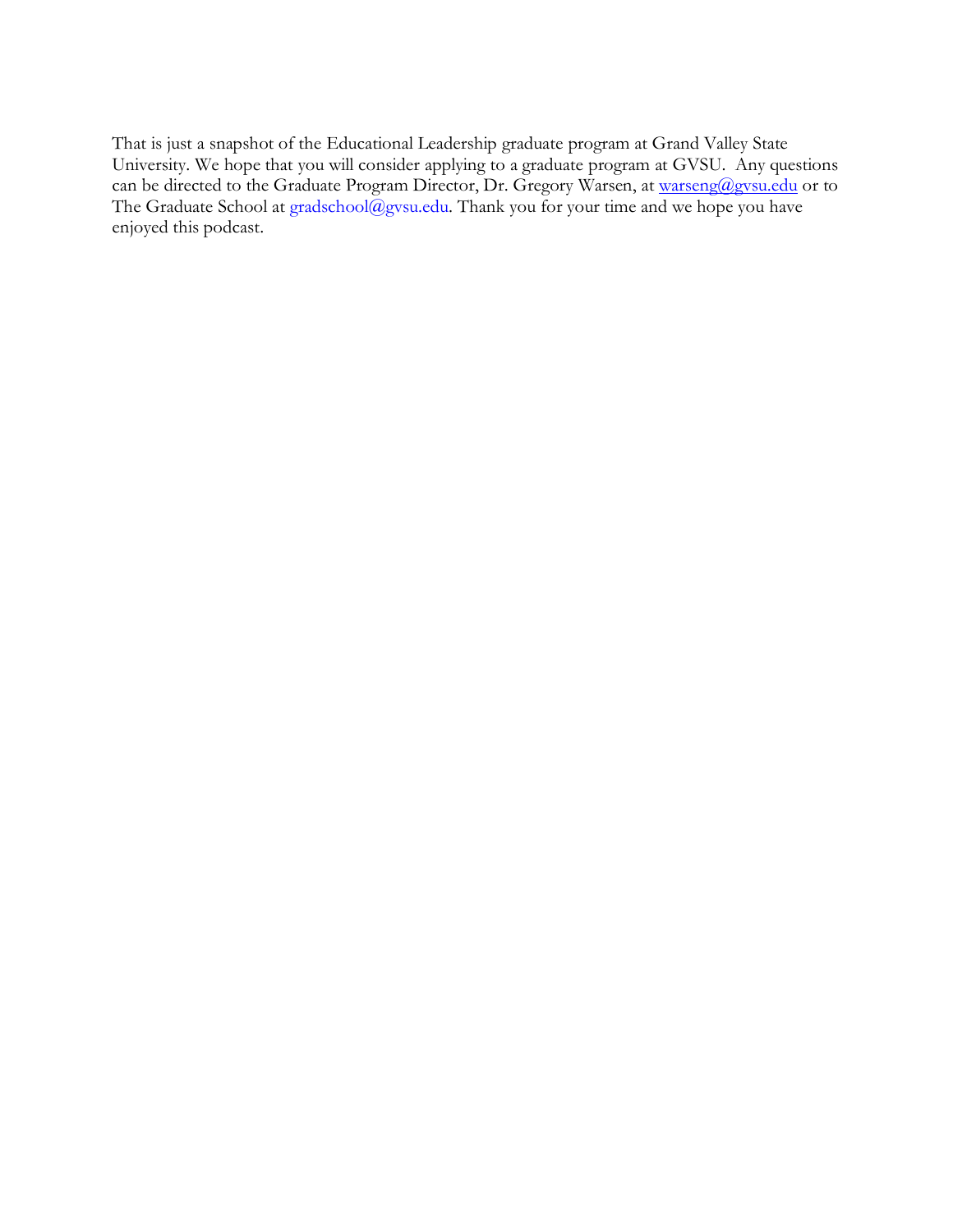That is just a snapshot of the Educational Leadership graduate program at Grand Valley State University. We hope that you will consider applying to a graduate program at GVSU. Any questions can be directed to the Graduate Program Director, Dr. Gregory Warsen, at warseng@gvsu.edu or to The Graduate School at gradschool@gvsu.edu. Thank you for your time and we hope you have enjoyed this podcast.